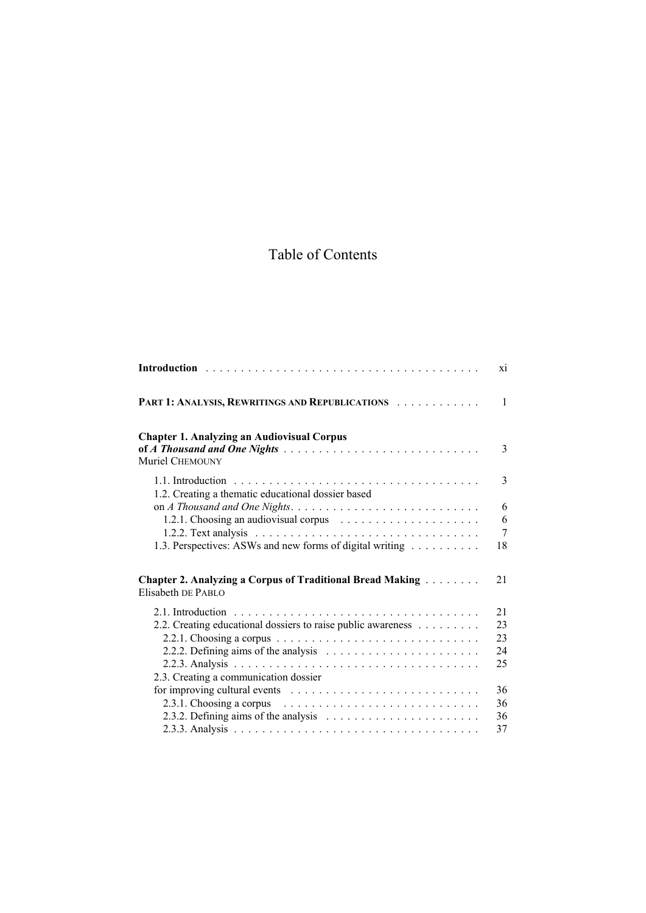# Table of Contents

**Introduction** . . . . . . . . . . . . . . . . . . . . . . . . . . . . . . . . . . . . . . . xi

**PART 1: ANALYSIS, REWRITINGS AND REPUBLICATIONS** . . . . . . . . . . . . 1

**Chapter 1. Analyzing an Audiovisual Corpus of *A Thousand and One Nights*** . . . . . . . . . . . . . . . . . . . . . . . . . . . . 3
Muriel CHEMOUNY

1.1. Introduction . . . . . . . . . . . . . . . . . . . . . . . . . . . . . . . . . . . . 3
1.2. Creating a thematic educational dossier based on *A Thousand and One Nights*. . . . . . . . . . . . . . . . . . . . . . . . . . . 6
1.2.1. Choosing an audiovisual corpus . . . . . . . . . . . . . . . . . . . . 6
1.2.2. Text analysis . . . . . . . . . . . . . . . . . . . . . . . . . . . . . . . . 7
1.3. Perspectives: ASWs and new forms of digital writing . . . . . . . . . . 18

**Chapter 2. Analyzing a Corpus of Traditional Bread Making** . . . . . . . . 21
Elisabeth DE PABLO

2.1. Introduction . . . . . . . . . . . . . . . . . . . . . . . . . . . . . . . . . . . . 21
2.2. Creating educational dossiers to raise public awareness . . . . . . . . . 23
2.2.1. Choosing a corpus . . . . . . . . . . . . . . . . . . . . . . . . . . . . . 23
2.2.2. Defining aims of the analysis . . . . . . . . . . . . . . . . . . . . . . 24
2.2.3. Analysis . . . . . . . . . . . . . . . . . . . . . . . . . . . . . . . . . . . . 25
2.3. Creating a communication dossier for improving cultural events . . . . . . . . . . . . . . . . . . . . . . . . . . . 36
2.3.1. Choosing a corpus . . . . . . . . . . . . . . . . . . . . . . . . . . . . 36
2.3.2. Defining aims of the analysis . . . . . . . . . . . . . . . . . . . . . . 36
2.3.3. Analysis . . . . . . . . . . . . . . . . . . . . . . . . . . . . . . . . . . . . 37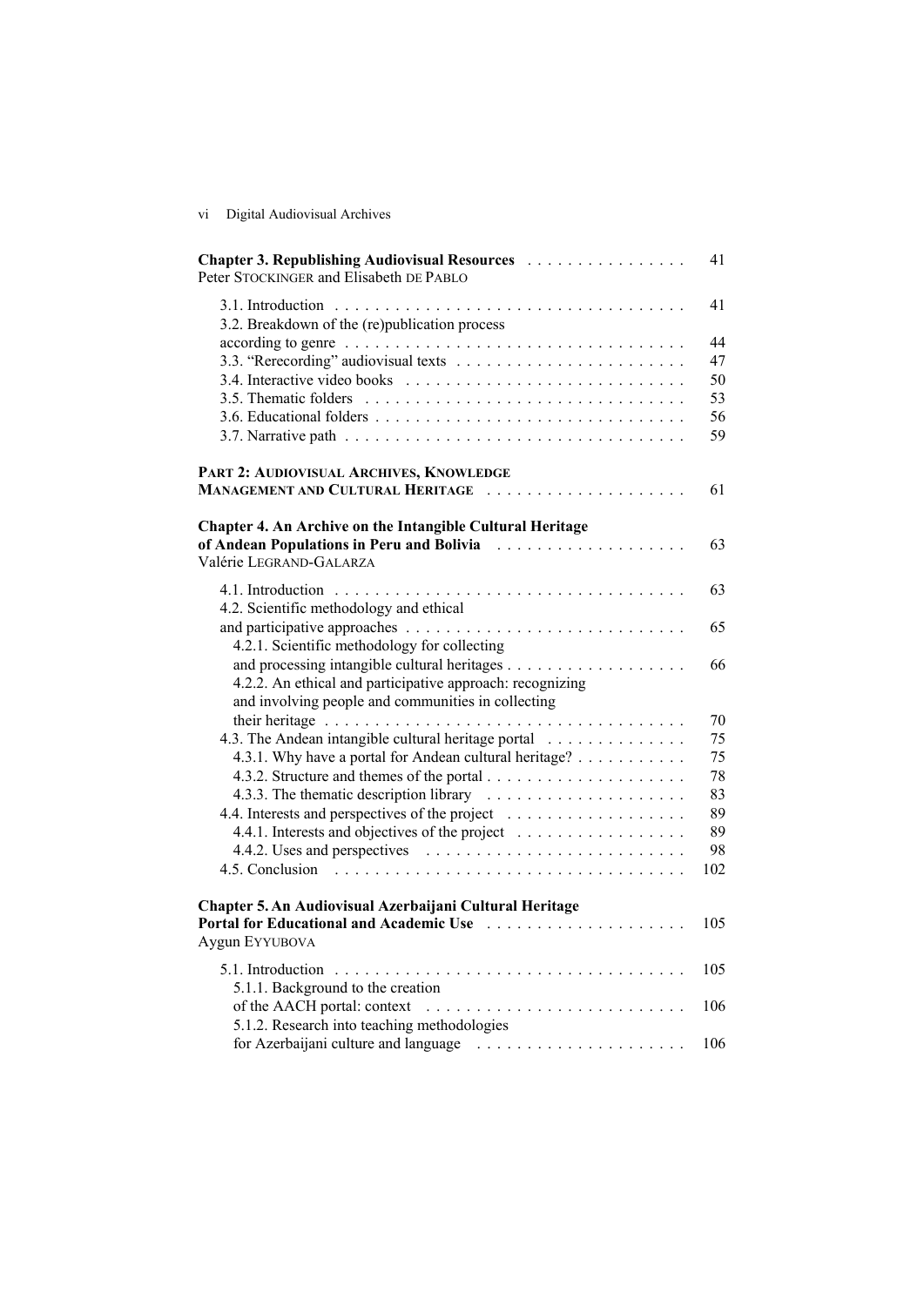**Chapter 3. Republishing Audiovisual Resources** . . . . . . . . . . . . . . . . 41
Peter STOCKINGER and Elisabeth DE PABLO

3.1. Introduction . . . . . . . . . . . . . . . . . . . . . . . . . . . . . . . . . . . 41
3.2. Breakdown of the (re)publication process according to genre . . . . . . . . . . . . . . . . . . . . . . . . . . . . . . . . . . 44
3.3. "Rerecording" audiovisual texts . . . . . . . . . . . . . . . . . . . . . . . 47
3.4. Interactive video books . . . . . . . . . . . . . . . . . . . . . . . . . . . . 50
3.5. Thematic folders . . . . . . . . . . . . . . . . . . . . . . . . . . . . . . . . 53
3.6. Educational folders . . . . . . . . . . . . . . . . . . . . . . . . . . . . . . . 56
3.7. Narrative path . . . . . . . . . . . . . . . . . . . . . . . . . . . . . . . . . . 59

**PART 2: AUDIOVISUAL ARCHIVES, KNOWLEDGE MANAGEMENT AND CULTURAL HERITAGE** . . . . . . . . . . . . . . . . . . . . 61

**Chapter 4. An Archive on the Intangible Cultural Heritage of Andean Populations in Peru and Bolivia** . . . . . . . . . . . . . . . . . . . 63
Valérie LEGRAND-GALARZA

4.1. Introduction . . . . . . . . . . . . . . . . . . . . . . . . . . . . . . . . . . . 63
4.2. Scientific methodology and ethical and participative approaches . . . . . . . . . . . . . . . . . . . . . . . . . . . . 65
4.2.1. Scientific methodology for collecting and processing intangible cultural heritages . . . . . . . . . . . . . . . . . . 66
4.2.2. An ethical and participative approach: recognizing and involving people and communities in collecting their heritage . . . . . . . . . . . . . . . . . . . . . . . . . . . . . . . . . . . 70
4.3. The Andean intangible cultural heritage portal . . . . . . . . . . . . . . 75
4.3.1. Why have a portal for Andean cultural heritage? . . . . . . . . . . . 75
4.3.2. Structure and themes of the portal . . . . . . . . . . . . . . . . . . . . 78
4.3.3. The thematic description library . . . . . . . . . . . . . . . . . . . . 83
4.4. Interests and perspectives of the project . . . . . . . . . . . . . . . . . . 89
4.4.1. Interests and objectives of the project . . . . . . . . . . . . . . . . . 89
4.4.2. Uses and perspectives . . . . . . . . . . . . . . . . . . . . . . . . . . 98
4.5. Conclusion . . . . . . . . . . . . . . . . . . . . . . . . . . . . . . . . . . . 102

**Chapter 5. An Audiovisual Azerbaijani Cultural Heritage Portal for Educational and Academic Use** . . . . . . . . . . . . . . . . . . . . . 105
Aygun EYYUBOVA

5.1. Introduction . . . . . . . . . . . . . . . . . . . . . . . . . . . . . . . . . . . 105
5.1.1. Background to the creation of the AACH portal: context . . . . . . . . . . . . . . . . . . . . . . . . . . 106
5.1.2. Research into teaching methodologies for Azerbaijani culture and language . . . . . . . . . . . . . . . . . . . . . . 106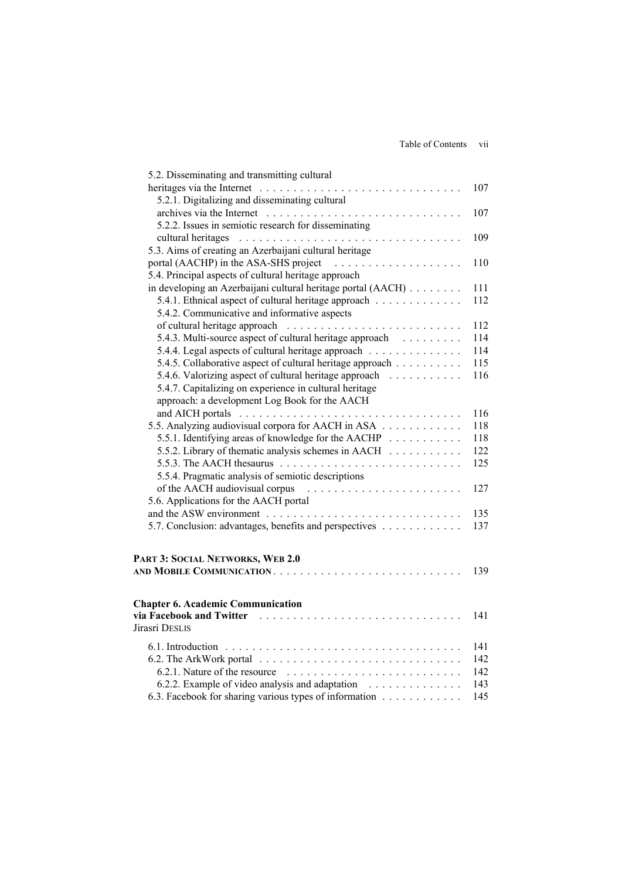5.2. Disseminating and transmitting cultural heritages via the Internet . . . . . . . . . . . . . . . . . . . . . . . . . . . . . . 107
  5.2.1. Digitalizing and disseminating cultural archives via the Internet . . . . . . . . . . . . . . . . . . . . . . . . . . . . 107
  5.2.2. Issues in semiotic research for disseminating cultural heritages . . . . . . . . . . . . . . . . . . . . . . . . . . . . . . . . 109
5.3. Aims of creating an Azerbaijani cultural heritage portal (AACHP) in the ASA-SHS project . . . . . . . . . . . . . . . . . . . 110
5.4. Principal aspects of cultural heritage approach in developing an Azerbaijani cultural heritage portal (AACH) . . . . . . . . 111
  5.4.1. Ethnical aspect of cultural heritage approach . . . . . . . . . . . . 112
  5.4.2. Communicative and informative aspects of cultural heritage approach . . . . . . . . . . . . . . . . . . . . . . . . . 112
  5.4.3. Multi-source aspect of cultural heritage approach . . . . . . . . . 114
  5.4.4. Legal aspects of cultural heritage approach . . . . . . . . . . . . . 114
  5.4.5. Collaborative aspect of cultural heritage approach . . . . . . . . . . 115
  5.4.6. Valorizing aspect of cultural heritage approach . . . . . . . . . . . 116
  5.4.7. Capitalizing on experience in cultural heritage approach: a development Log Book for the AACH and AICH portals . . . . . . . . . . . . . . . . . . . . . . . . . . . . . . . . . 116
5.5. Analyzing audiovisual corpora for AACH in ASA . . . . . . . . . . . . 118
  5.5.1. Identifying areas of knowledge for the AACHP . . . . . . . . . . . 118
  5.5.2. Library of thematic analysis schemes in AACH . . . . . . . . . . . 122
  5.5.3. The AACH thesaurus . . . . . . . . . . . . . . . . . . . . . . . . . . . 125
  5.5.4. Pragmatic analysis of semiotic descriptions of the AACH audiovisual corpus . . . . . . . . . . . . . . . . . . . . . . . 127
5.6. Applications for the AACH portal and the ASW environment . . . . . . . . . . . . . . . . . . . . . . . . . . . . . 135
5.7. Conclusion: advantages, benefits and perspectives . . . . . . . . . . . . 137

**PART 3: SOCIAL NETWORKS, WEB 2.0 AND MOBILE COMMUNICATION** . . . . . . . . . . . . . . . . . . . . . . . . . . . 139

**Chapter 6. Academic Communication via Facebook and Twitter** . . . . . . . . . . . . . . . . . . . . . . . . . . . . . . 141
Jirasri DESLIS

6.1. Introduction . . . . . . . . . . . . . . . . . . . . . . . . . . . . . . . . . . . 141
6.2. The ArkWork portal . . . . . . . . . . . . . . . . . . . . . . . . . . . . . . 142
  6.2.1. Nature of the resource . . . . . . . . . . . . . . . . . . . . . . . . . . 142
  6.2.2. Example of video analysis and adaptation . . . . . . . . . . . . . . 143
6.3. Facebook for sharing various types of information . . . . . . . . . . . . 145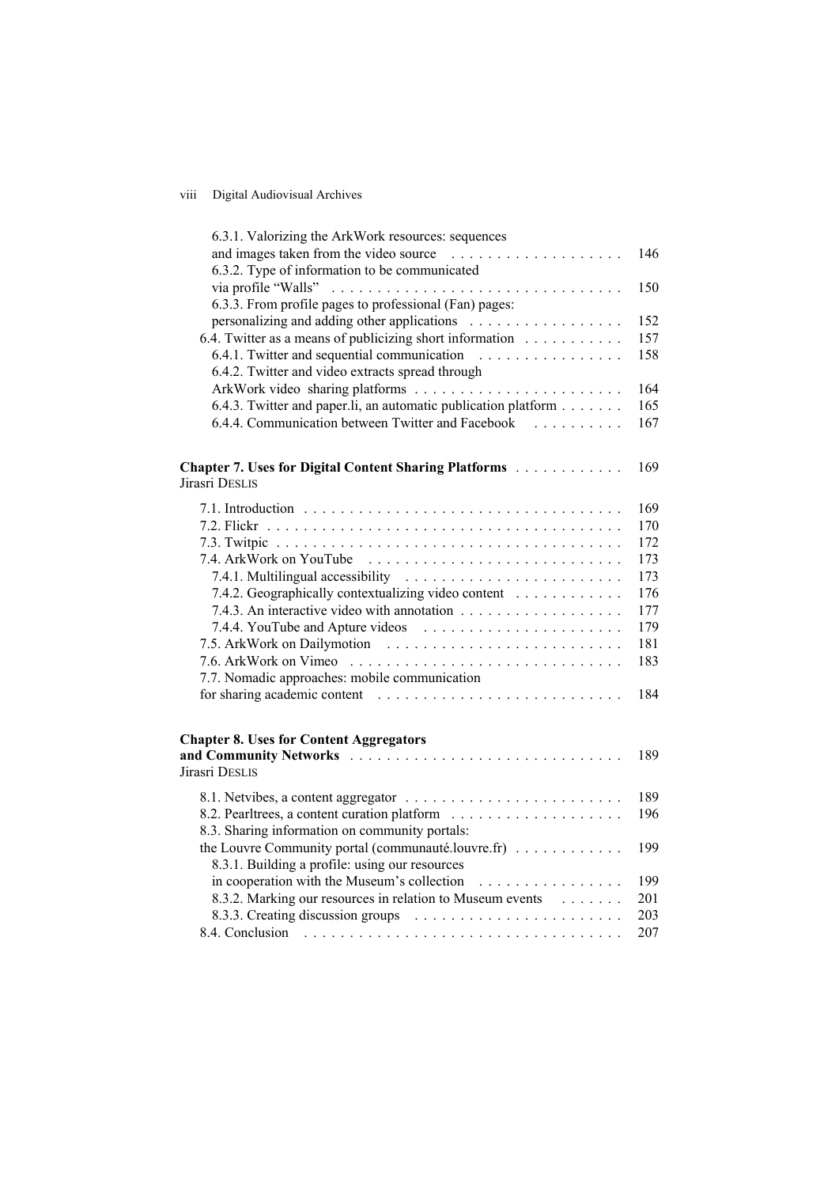6.3.1. Valorizing the ArkWork resources: sequences and images taken from the video source . . . . . . . . . . . . . . . . . . . 146
6.3.2. Type of information to be communicated via profile "Walls" . . . . . . . . . . . . . . . . . . . . . . . . . . . . . . . . 150
6.3.3. From profile pages to professional (Fan) pages: personalizing and adding other applications . . . . . . . . . . . . . . . . 152
6.4. Twitter as a means of publicizing short information . . . . . . . . . . . 157
6.4.1. Twitter and sequential communication . . . . . . . . . . . . . . . . 158
6.4.2. Twitter and video extracts spread through ArkWork video sharing platforms . . . . . . . . . . . . . . . . . . . . . . . 164
6.4.3. Twitter and paper.li, an automatic publication platform . . . . . . . 165
6.4.4. Communication between Twitter and Facebook . . . . . . . . . . 167

**Chapter 7. Uses for Digital Content Sharing Platforms** . . . . . . . . . . . 169
Jirasri DESLIS

7.1. Introduction . . . . . . . . . . . . . . . . . . . . . . . . . . . . . . . . . . . 169
7.2. Flickr . . . . . . . . . . . . . . . . . . . . . . . . . . . . . . . . . . . . . . 170
7.3. Twitpic . . . . . . . . . . . . . . . . . . . . . . . . . . . . . . . . . . . . . 172
7.4. ArkWork on YouTube . . . . . . . . . . . . . . . . . . . . . . . . . . . . 173
7.4.1. Multilingual accessibility . . . . . . . . . . . . . . . . . . . . . . . . 173
7.4.2. Geographically contextualizing video content . . . . . . . . . . . . 176
7.4.3. An interactive video with annotation . . . . . . . . . . . . . . . . . . 177
7.4.4. YouTube and Apture videos . . . . . . . . . . . . . . . . . . . . . . 179
7.5. ArkWork on Dailymotion . . . . . . . . . . . . . . . . . . . . . . . . . . 181
7.6. ArkWork on Vimeo . . . . . . . . . . . . . . . . . . . . . . . . . . . . . . 183
7.7. Nomadic approaches: mobile communication for sharing academic content . . . . . . . . . . . . . . . . . . . . . . . . . . 184

**Chapter 8. Uses for Content Aggregators and Community Networks** . . . . . . . . . . . . . . . . . . . . . . . . . . . . . 189
Jirasri DESLIS

8.1. Netvibes, a content aggregator . . . . . . . . . . . . . . . . . . . . . . . 189
8.2. Pearltrees, a content curation platform . . . . . . . . . . . . . . . . . . . 196
8.3. Sharing information on community portals: the Louvre Community portal (communauté.louvre.fr) . . . . . . . . . . . . 199
8.3.1. Building a profile: using our resources in cooperation with the Museum's collection . . . . . . . . . . . . . . . . 199
8.3.2. Marking our resources in relation to Museum events . . . . . . . 201
8.3.3. Creating discussion groups . . . . . . . . . . . . . . . . . . . . . . . 203
8.4. Conclusion . . . . . . . . . . . . . . . . . . . . . . . . . . . . . . . . . . . 207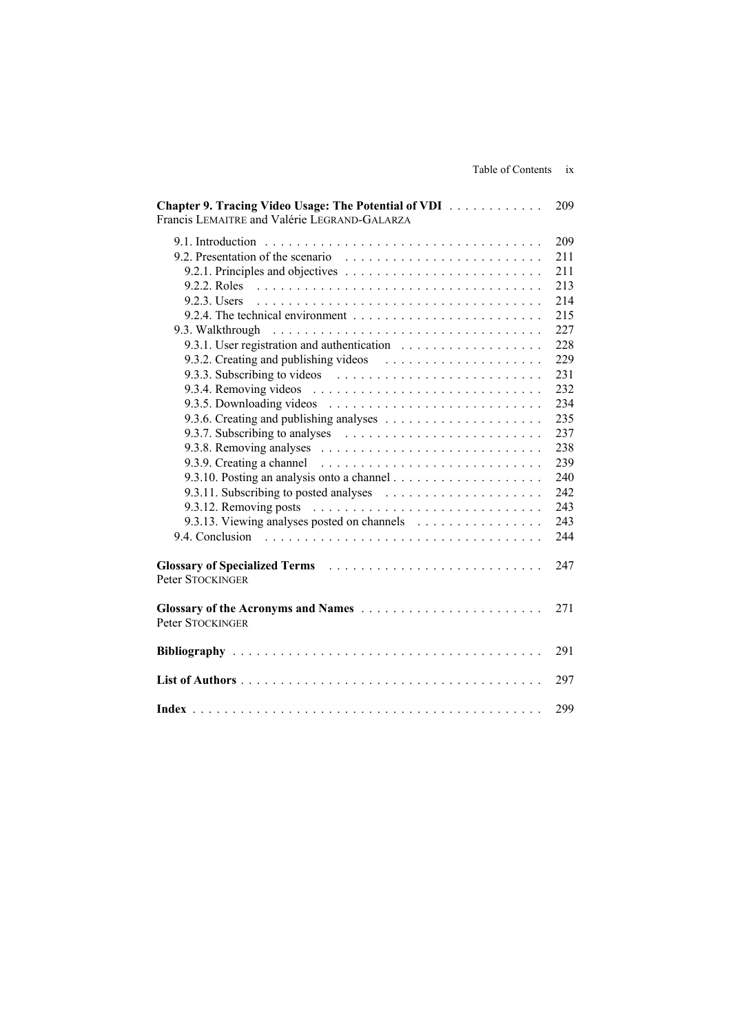**Chapter 9. Tracing Video Usage: The Potential of VDI** . . . . . . . . . . . 209
Francis LEMAITRE and Valérie LEGRAND-GALARZA

9.1. Introduction . . . . . . . . . . . . . . . . . . . . . . . . . . . . . . . . . . 209
9.2. Presentation of the scenario . . . . . . . . . . . . . . . . . . . . . . . . 211
9.2.1. Principles and objectives . . . . . . . . . . . . . . . . . . . . . . . . 211
9.2.2. Roles . . . . . . . . . . . . . . . . . . . . . . . . . . . . . . . . . . 213
9.2.3. Users . . . . . . . . . . . . . . . . . . . . . . . . . . . . . . . . . . 214
9.2.4. The technical environment . . . . . . . . . . . . . . . . . . . . . . . 215
9.3. Walkthrough . . . . . . . . . . . . . . . . . . . . . . . . . . . . . . . . 227
9.3.1. User registration and authentication . . . . . . . . . . . . . . . . . 228
9.3.2. Creating and publishing videos . . . . . . . . . . . . . . . . . . . . 229
9.3.3. Subscribing to videos . . . . . . . . . . . . . . . . . . . . . . . . . 231
9.3.4. Removing videos . . . . . . . . . . . . . . . . . . . . . . . . . . . . 232
9.3.5. Downloading videos . . . . . . . . . . . . . . . . . . . . . . . . . . 234
9.3.6. Creating and publishing analyses . . . . . . . . . . . . . . . . . . . 235
9.3.7. Subscribing to analyses . . . . . . . . . . . . . . . . . . . . . . . . 237
9.3.8. Removing analyses . . . . . . . . . . . . . . . . . . . . . . . . . . . 238
9.3.9. Creating a channel . . . . . . . . . . . . . . . . . . . . . . . . . . . 239
9.3.10. Posting an analysis onto a channel . . . . . . . . . . . . . . . . . . 240
9.3.11. Subscribing to posted analyses . . . . . . . . . . . . . . . . . . . . 242
9.3.12. Removing posts . . . . . . . . . . . . . . . . . . . . . . . . . . . . 243
9.3.13. Viewing analyses posted on channels . . . . . . . . . . . . . . . . 243
9.4. Conclusion . . . . . . . . . . . . . . . . . . . . . . . . . . . . . . . . . 244

**Glossary of Specialized Terms** . . . . . . . . . . . . . . . . . . . . . . . . . 247
Peter STOCKINGER

**Glossary of the Acronyms and Names** . . . . . . . . . . . . . . . . . . . . . 271
Peter STOCKINGER

**Bibliography** . . . . . . . . . . . . . . . . . . . . . . . . . . . . . . . . . . 291

**List of Authors** . . . . . . . . . . . . . . . . . . . . . . . . . . . . . . . . . 297

**Index** . . . . . . . . . . . . . . . . . . . . . . . . . . . . . . . . . . . . . . 299